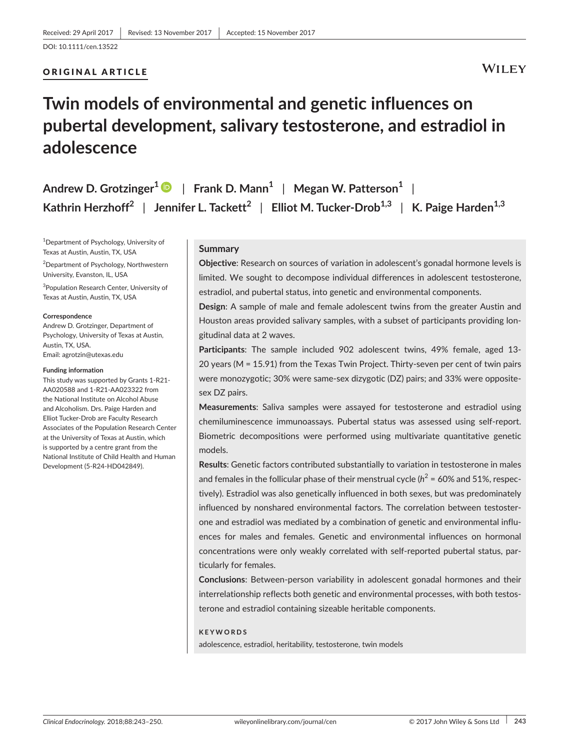Received: 29 April 2017 | Revised: 13 November 2017 | Accepted: 15 November 2017

DOI: 10.1111/cen.13522

ORIGINAL ARTICLE

# Twin models of environmental and genetic influences on pubertal development, salivary testosterone, and estradiol in adolescence

**Andrew D. Grotzinger[1] | Frank D. Mann[1] | Megan W. Patterson[1] | Kathrin Herzhoff[2] | Jennifer L. Tackett[2] | Elliot M. Tucker-Drob[1,3] | K. Paige Harden[1,3]**

[1]Department of Psychology, University of Texas at Austin, Austin, TX, USA

[2]Department of Psychology, Northwestern University, Evanston, IL, USA

[3]Population Research Center, University of Texas at Austin, Austin, TX, USA

**Correspondence**
Andrew D. Grotzinger, Department of Psychology, University of Texas at Austin, Austin, TX, USA.
Email: agrotzin@utexas.edu

**Funding information**
This study was supported by Grants 1-R21-AA020588 and 1-R21-AA023322 from the National Institute on Alcohol Abuse and Alcoholism. Drs. Paige Harden and Elliot Tucker-Drob are Faculty Research Associates of the Population Research Center at the University of Texas at Austin, which is supported by a centre grant from the National Institute of Child Health and Human Development (5-R24-HD042849).

## Summary

**Objective**: Research on sources of variation in adolescent's gonadal hormone levels is limited. We sought to decompose individual differences in adolescent testosterone, estradiol, and pubertal status, into genetic and environmental components.

**Design**: A sample of male and female adolescent twins from the greater Austin and Houston areas provided salivary samples, with a subset of participants providing longitudinal data at 2 waves.

**Participants**: The sample included 902 adolescent twins, 49% female, aged 13-20 years (M = 15.91) from the Texas Twin Project. Thirty-seven per cent of twin pairs were monozygotic; 30% were same-sex dizygotic (DZ) pairs; and 33% were opposite-sex DZ pairs.

**Measurements**: Saliva samples were assayed for testosterone and estradiol using chemiluminescence immunoassays. Pubertal status was assessed using self-report. Biometric decompositions were performed using multivariate quantitative genetic models.

**Results**: Genetic factors contributed substantially to variation in testosterone in males and females in the follicular phase of their menstrual cycle ($h^2$ = 60% and 51%, respectively). Estradiol was also genetically influenced in both sexes, but was predominately influenced by nonshared environmental factors. The correlation between testosterone and estradiol was mediated by a combination of genetic and environmental influences for males and females. Genetic and environmental influences on hormonal concentrations were only weakly correlated with self-reported pubertal status, particularly for females.

**Conclusions**: Between-person variability in adolescent gonadal hormones and their interrelationship reflects both genetic and environmental processes, with both testosterone and estradiol containing sizeable heritable components.

**KEYWORDS**

adolescence, estradiol, heritability, testosterone, twin models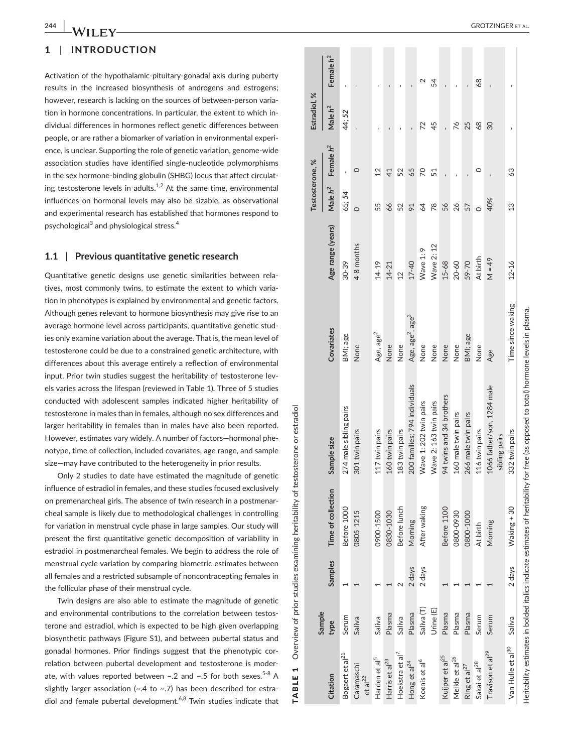## 1 | INTRODUCTION

Activation of the hypothalamic-pituitary-gonadal axis during puberty results in the increased biosynthesis of androgens and estrogens; however, research is lacking on the sources of between-person variation in hormone concentrations. In particular, the extent to which individual differences in hormones reflect genetic differences between people, or are rather a biomarker of variation in environmental experience, is unclear. Supporting the role of genetic variation, genome-wide association studies have identified single-nucleotide polymorphisms in the sex hormone-binding globulin (SHBG) locus that affect circulating testosterone levels in adults.[1,2] At the same time, environmental influences on hormonal levels may also be sizable, as observational and experimental research has established that hormones respond to psychological[3] and physiological stress.[4]

### 1.1 | Previous quantitative genetic research

Quantitative genetic designs use genetic similarities between relatives, most commonly twins, to estimate the extent to which variation in phenotypes is explained by environmental and genetic factors. Although genes relevant to hormone biosynthesis may give rise to an average hormone level across participants, quantitative genetic studies only examine variation about the average. That is, the mean level of testosterone could be due to a constrained genetic architecture, with differences about this average entirely a reflection of environmental input. Prior twin studies suggest the heritability of testosterone levels varies across the lifespan (reviewed in Table 1). Three of 5 studies conducted with adolescent samples indicated higher heritability of testosterone in males than in females, although no sex differences and larger heritability in females than in males have also been reported. However, estimates vary widely. A number of factors—hormonal phenotype, time of collection, included covariates, age range, and sample size—may have contributed to the heterogeneity in prior results.

Only 2 studies to date have estimated the magnitude of genetic influence of estradiol in females, and these studies focused exclusively on premenarcheal girls. The absence of twin research in a postmenarcheal sample is likely due to methodological challenges in controlling for variation in menstrual cycle phase in large samples. Our study will present the first quantitative genetic decomposition of variability in estradiol in postmenarcheal females. We begin to address the role of menstrual cycle variation by comparing biometric estimates between all females and a restricted subsample of noncontracepting females in the follicular phase of their menstrual cycle.

Twin designs are also able to estimate the magnitude of genetic and environmental contributions to the correlation between testosterone and estradiol, which is expected to be high given overlapping biosynthetic pathways (Figure S1), and between pubertal status and gonadal hormones. Prior findings suggest that the phenotypic correlation between pubertal development and testosterone is moderate, with values reported between ~.2 and ~.5 for both sexes.[5-8] A slightly larger association (~.4 to ~.7) has been described for estradiol and female pubertal development.[6,8] Twin studies indicate that

**TABLE 1** Overview of prior studies examining heritability of testosterone or estradiol

| Citation | Sample type | Samples | Time of collection | Sample size | Covariates | Age range (years) | Testosterone, % | | Estradiol, % | |
|---|---|---|---|---|---|---|---|---|---|---|
| | | | | | | | Male $h^2$ | Female $h^2$ | Male $h^2$ | Female $h^2$ |
| Bogaert et al[21] | Serum | 1 | Before 1000 | 274 male sibling pairs | BMI; age | 30-39 | 65; ***54*** | - | 44; ***52*** | - |
| Caramaschi et al[22] | Saliva | 1 | 0805-1215 | 301 twin pairs | None | 4-8 months | 0 | 0 | - | - |
| Harden et al[5] | Saliva | 1 | 0900-1500 | 117 twin pairs | Age, age$^2$ | 14-19 | 55 | 12 | - | - |
| Harris et al[23] | Plasma | 1 | 0830-1030 | 160 twin pairs | None | 14-21 | 66 | 41 | - | - |
| Hoekstra et al[7] | Saliva | 2 | Before lunch | 183 twin pairs | None | 12 | 52 | 52 | - | - |
| Hong et al[24] | Plasma | 2 days | Morning | 200 families; 794 individuals | Age, age$^2$, age$^3$ | 17-40 | 91 | 65 | - | - |
| Koenis et al[6] | Saliva (T) | 2 days | After waking | Wave 1: 202 twin pairs | None | Wave 1: 9 | 64 | 70 | 72 | 2 |
| | Urine (E) | | | Wave 2: 163 twin pairs | None | Wave 2: 12 | 78 | 51 | 45 | 54 |
| Kuijper et al[25] | Plasma | 1 | Before 1100 | 94 twins and 34 brothers | None | 15-68 | 56 | - | - | - |
| Meikle et al[26] | Plasma | 1 | 0800-0930 | 160 male twin pairs | None | 20-60 | 26 | - | 76 | - |
| Ring et al[27] | Plasma | 1 | 0800-1000 | 266 male twin pairs | BMI; age | 59-70 | 57 | - | 25 | - |
| Sakai et al[28] | Serum | 1 | At birth | 116 twin pairs | None | At birth | 0 | 0 | 68 | 68 |
| Travison et al[29] | Serum | 1 | Morning | 1066 father/son, 1284 male sibling pairs | Age | M = 49 | 40% | - | 30 | - |
| Van Hulle et al[30] | Saliva | 2 days | Waking + 30 | 332 twin pairs | Time since waking | 12-16 | 13 | 63 | - | - |

Heritability estimates in bolded italics indicate estimates of heritability for free (as opposed to total) hormone levels in plasma.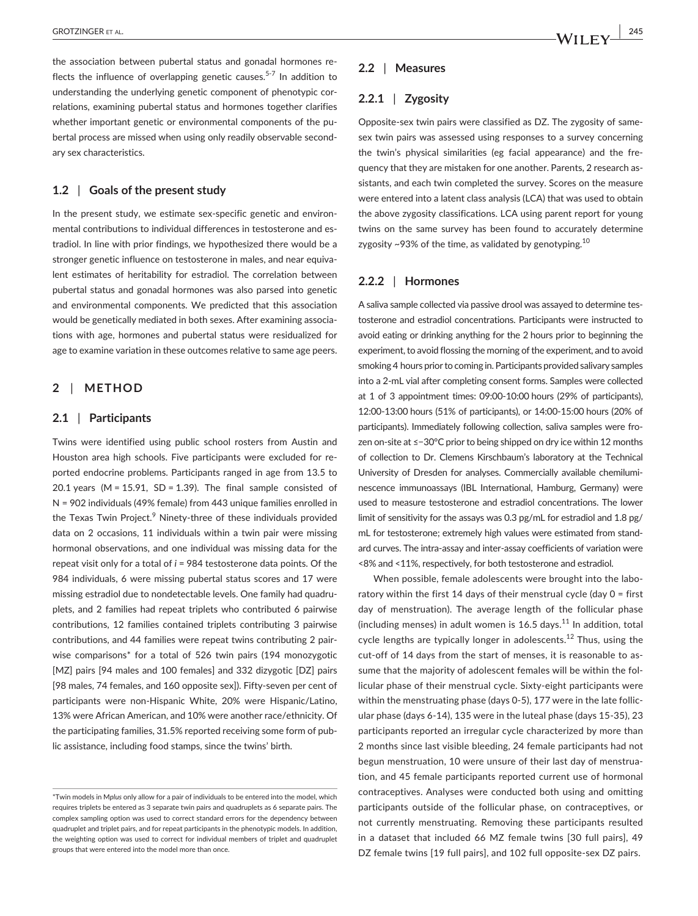the association between pubertal status and gonadal hormones reflects the influence of overlapping genetic causes.[5-7] In addition to understanding the underlying genetic component of phenotypic correlations, examining pubertal status and hormones together clarifies whether important genetic or environmental components of the pubertal process are missed when using only readily observable secondary sex characteristics.

### 1.2 | Goals of the present study

In the present study, we estimate sex-specific genetic and environmental contributions to individual differences in testosterone and estradiol. In line with prior findings, we hypothesized there would be a stronger genetic influence on testosterone in males, and near equivalent estimates of heritability for estradiol. The correlation between pubertal status and gonadal hormones was also parsed into genetic and environmental components. We predicted that this association would be genetically mediated in both sexes. After examining associations with age, hormones and pubertal status were residualized for age to examine variation in these outcomes relative to same age peers.

## 2 | METHOD

### 2.1 | Participants

Twins were identified using public school rosters from Austin and Houston area high schools. Five participants were excluded for reported endocrine problems. Participants ranged in age from 13.5 to 20.1 years (M = 15.91, SD = 1.39). The final sample consisted of N = 902 individuals (49% female) from 443 unique families enrolled in the Texas Twin Project.[9] Ninety-three of these individuals provided data on 2 occasions, 11 individuals within a twin pair were missing hormonal observations, and one individual was missing data for the repeat visit only for a total of *i* = 984 testosterone data points. Of the 984 individuals, 6 were missing pubertal status scores and 17 were missing estradiol due to nondetectable levels. One family had quadruplets, and 2 families had repeat triplets who contributed 6 pairwise contributions, 12 families contained triplets contributing 3 pairwise contributions, and 44 families were repeat twins contributing 2 pairwise comparisons* for a total of 526 twin pairs (194 monozygotic [MZ] pairs [94 males and 100 females] and 332 dizygotic [DZ] pairs [98 males, 74 females, and 160 opposite sex]). Fifty-seven per cent of participants were non-Hispanic White, 20% were Hispanic/Latino, 13% were African American, and 10% were another race/ethnicity. Of the participating families, 31.5% reported receiving some form of public assistance, including food stamps, since the twins' birth.

### 2.2 | Measures

#### 2.2.1 | Zygosity

Opposite-sex twin pairs were classified as DZ. The zygosity of same-sex twin pairs was assessed using responses to a survey concerning the twin's physical similarities (eg facial appearance) and the frequency that they are mistaken for one another. Parents, 2 research assistants, and each twin completed the survey. Scores on the measure were entered into a latent class analysis (LCA) that was used to obtain the above zygosity classifications. LCA using parent report for young twins on the same survey has been found to accurately determine zygosity ~93% of the time, as validated by genotyping.[10]

#### 2.2.2 | Hormones

A saliva sample collected via passive drool was assayed to determine testosterone and estradiol concentrations. Participants were instructed to avoid eating or drinking anything for the 2 hours prior to beginning the experiment, to avoid flossing the morning of the experiment, and to avoid smoking 4 hours prior to coming in. Participants provided salivary samples into a 2-mL vial after completing consent forms. Samples were collected at 1 of 3 appointment times: 09:00-10:00 hours (29% of participants), 12:00-13:00 hours (51% of participants), or 14:00-15:00 hours (20% of participants). Immediately following collection, saliva samples were frozen on-site at ≤−30°C prior to being shipped on dry ice within 12 months of collection to Dr. Clemens Kirschbaum's laboratory at the Technical University of Dresden for analyses. Commercially available chemiluminescence immunoassays (IBL International, Hamburg, Germany) were used to measure testosterone and estradiol concentrations. The lower limit of sensitivity for the assays was 0.3 pg/mL for estradiol and 1.8 pg/mL for testosterone; extremely high values were estimated from standard curves. The intra-assay and inter-assay coefficients of variation were <8% and <11%, respectively, for both testosterone and estradiol.

When possible, female adolescents were brought into the laboratory within the first 14 days of their menstrual cycle (day 0 = first day of menstruation). The average length of the follicular phase (including menses) in adult women is 16.5 days.[11] In addition, total cycle lengths are typically longer in adolescents.[12] Thus, using the cut-off of 14 days from the start of menses, it is reasonable to assume that the majority of adolescent females will be within the follicular phase of their menstrual cycle. Sixty-eight participants were within the menstruating phase (days 0-5), 177 were in the late follicular phase (days 6-14), 135 were in the luteal phase (days 15-35), 23 participants reported an irregular cycle characterized by more than 2 months since last visible bleeding, 24 female participants had not begun menstruation, 10 were unsure of their last day of menstruation, and 45 female participants reported current use of hormonal contraceptives. Analyses were conducted both using and omitting participants outside of the follicular phase, on contraceptives, or not currently menstruating. Removing these participants resulted in a dataset that included 66 MZ female twins [30 full pairs], 49 DZ female twins [19 full pairs], and 102 full opposite-sex DZ pairs.

---

*Twin models in M*plus* only allow for a pair of individuals to be entered into the model, which requires triplets be entered as 3 separate twin pairs and quadruplets as 6 separate pairs. The complex sampling option was used to correct standard errors for the dependency between quadruplet and triplet pairs, and for repeat participants in the phenotypic models. In addition, the weighting option was used to correct for individual members of triplet and quadruplet groups that were entered into the model more than once.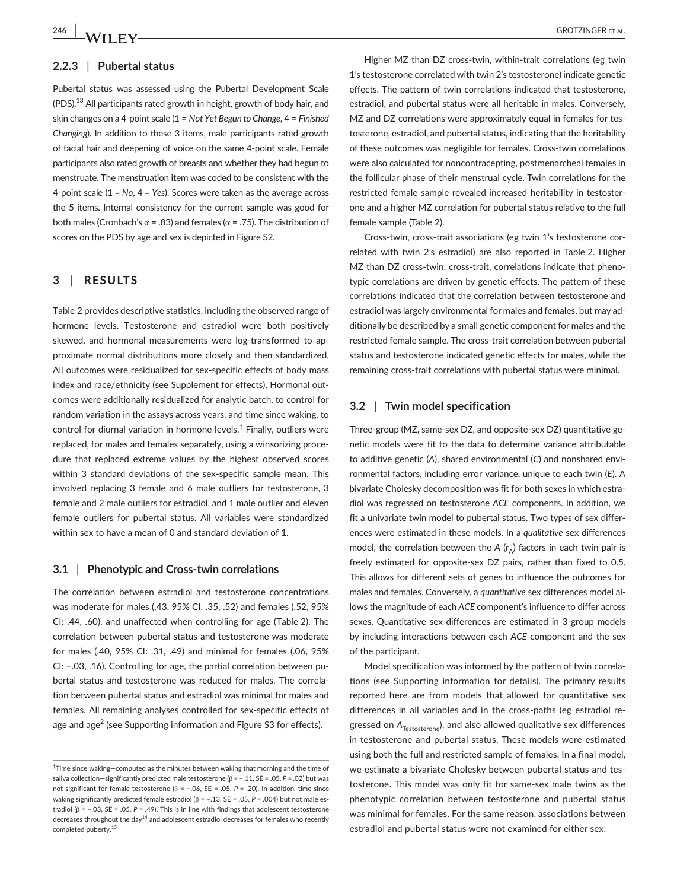### 2.2.3 | Pubertal status

Pubertal status was assessed using the Pubertal Development Scale (PDS).[13] All participants rated growth in height, growth of body hair, and skin changes on a 4-point scale (1 = *Not Yet Begun to Change*, 4 = *Finished Changing*). In addition to these 3 items, male participants rated growth of facial hair and deepening of voice on the same 4-point scale. Female participants also rated growth of breasts and whether they had begun to menstruate. The menstruation item was coded to be consistent with the 4-point scale (1 = *No*, 4 = *Yes*). Scores were taken as the average across the 5 items. Internal consistency for the current sample was good for both males (Cronbach's $\alpha$ = .83) and females ($\alpha$ = .75). The distribution of scores on the PDS by age and sex is depicted in Figure S2.

## 3 | RESULTS

Table 2 provides descriptive statistics, including the observed range of hormone levels. Testosterone and estradiol were both positively skewed, and hormonal measurements were log-transformed to approximate normal distributions more closely and then standardized. All outcomes were residualized for sex-specific effects of body mass index and race/ethnicity (see Supplement for effects). Hormonal outcomes were additionally residualized for analytic batch, to control for random variation in the assays across years, and time since waking, to control for diurnal variation in hormone levels.† Finally, outliers were replaced, for males and females separately, using a winsorizing procedure that replaced extreme values by the highest observed scores within 3 standard deviations of the sex-specific sample mean. This involved replacing 3 female and 6 male outliers for testosterone, 3 female and 2 male outliers for estradiol, and 1 male outlier and eleven female outliers for pubertal status. All variables were standardized within sex to have a mean of 0 and standard deviation of 1.

### 3.1 | Phenotypic and Cross-twin correlations

The correlation between estradiol and testosterone concentrations was moderate for males (.43, 95% CI: .35, .52) and females (.52, 95% CI: .44, .60), and unaffected when controlling for age (Table 2). The correlation between pubertal status and testosterone was moderate for males (.40, 95% CI: .31, .49) and minimal for females (.06, 95% CI: −.03, .16). Controlling for age, the partial correlation between pubertal status and testosterone was reduced for males. The correlation between pubertal status and estradiol was minimal for males and females. All remaining analyses controlled for sex-specific effects of age and age[2] (see Supporting information and Figure S3 for effects).

Higher MZ than DZ cross-twin, within-trait correlations (eg twin 1's testosterone correlated with twin 2's testosterone) indicate genetic effects. The pattern of twin correlations indicated that testosterone, estradiol, and pubertal status were all heritable in males. Conversely, MZ and DZ correlations were approximately equal in females for testosterone, estradiol, and pubertal status, indicating that the heritability of these outcomes was negligible for females. Cross-twin correlations were also calculated for noncontracepting, postmenarcheal females in the follicular phase of their menstrual cycle. Twin correlations for the restricted female sample revealed increased heritability in testosterone and a higher MZ correlation for pubertal status relative to the full female sample (Table 2).

Cross-twin, cross-trait associations (eg twin 1's testosterone correlated with twin 2's estradiol) are also reported in Table 2. Higher MZ than DZ cross-twin, cross-trait, correlations indicate that phenotypic correlations are driven by genetic effects. The pattern of these correlations indicated that the correlation between testosterone and estradiol was largely environmental for males and females, but may additionally be described by a small genetic component for males and the restricted female sample. The cross-trait correlation between pubertal status and testosterone indicated genetic effects for males, while the remaining cross-trait correlations with pubertal status were minimal.

### 3.2 | Twin model specification

Three-group (MZ, same-sex DZ, and opposite-sex DZ) quantitative genetic models were fit to the data to determine variance attributable to additive genetic (*A*), shared environmental (*C*) and nonshared environmental factors, including error variance, unique to each twin (*E*). A bivariate Cholesky decomposition was fit for both sexes in which estradiol was regressed on testosterone *ACE* components. In addition, we fit a univariate twin model to pubertal status. Two types of sex differences were estimated in these models. In a *qualitative* sex differences model, the correlation between the *A* ($r_A$) factors in each twin pair is freely estimated for opposite-sex DZ pairs, rather than fixed to 0.5. This allows for different sets of genes to influence the outcomes for males and females. Conversely, a *quantitative* sex differences model allows the magnitude of each *ACE* component's influence to differ across sexes. Quantitative sex differences are estimated in 3-group models by including interactions between each *ACE* component and the sex of the participant.

Model specification was informed by the pattern of twin correlations (see Supporting information for details). The primary results reported here are from models that allowed for quantitative sex differences in all variables and in the cross-paths (eg estradiol regressed on $A_{\text{Testosterone}}$), and also allowed qualitative sex differences in testosterone and pubertal status. These models were estimated using both the full and restricted sample of females. In a final model, we estimate a bivariate Cholesky between pubertal status and testosterone. This model was only fit for same-sex male twins as the phenotypic correlation between testosterone and pubertal status was minimal for females. For the same reason, associations between estradiol and pubertal status were not examined for either sex.

†Time since waking—computed as the minutes between waking that morning and the time of saliva collection—significantly predicted male testosterone ($\beta$ = −.11, SE = .05, *P* = .02) but was not significant for female testosterone ($\beta$ = −.06, SE = .05, *P* = .20). In addition, time since waking significantly predicted female estradiol ($\beta$ = −.13, SE = .05, *P* = .004) but not male estradiol ($\beta$ = −.03, SE = .05, *P* = .49). This is in line with findings that adolescent testosterone decreases throughout the day[14] and adolescent estradiol decreases for females who recently completed puberty.[15]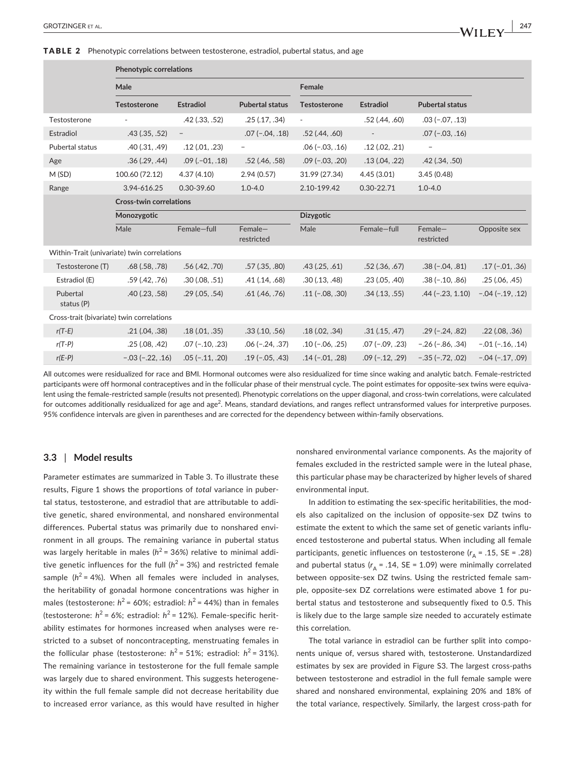**TABLE 2** Phenotypic correlations between testosterone, estradiol, pubertal status, and age

| | Phenotypic correlations | | | | | | |
|---|---|---|---|---|---|---|---|
| | Male | | | Female | | | |
| | Testosterone | Estradiol | Pubertal status | Testosterone | Estradiol | Pubertal status | |
| Testosterone | - | .42 (.33, .52) | .25 (.17, .34) | - | .52 (.44, .60) | .03 (−.07, .13) | |
| Estradiol | .43 (.35, .52) | – | .07 (−.04, .18) | .52 (.44, .60) | - | .07 (−.03, .16) | |
| Pubertal status | .40 (.31, .49) | .12 (.01, .23) | – | .06 (−.03, .16) | .12 (.02, .21) | – | |
| Age | .36 (.29, .44) | .09 (.−01, .18) | .52 (.46, .58) | .09 (−.03, .20) | .13 (.04, .22) | .42 (.34, .50) | |
| M (SD) | 100.60 (72.12) | 4.37 (4.10) | 2.94 (0.57) | 31.99 (27.34) | 4.45 (3.01) | 3.45 (0.48) | |
| Range | 3.94-616.25 | 0.30-39.60 | 1.0-4.0 | 2.10-199.42 | 0.30-22.71 | 1.0-4.0 | |
| | **Cross-twin correlations** | | | | | | |
| | Monozygotic | | | Dizygotic | | | |
| | Male | Female—full | Female—restricted | Male | Female—full | Female—restricted | Opposite sex |
| Within-Trait (univariate) twin correlations | | | | | | | |
| Testosterone (T) | .68 (.58, .78) | .56 (.42, .70) | .57 (.35, .80) | .43 (.25, .61) | .52 (.36, .67) | .38 (−.04, .81) | .17 (−.01, .36) |
| Estradiol (E) | .59 (.42, .76) | .30 (.08, .51) | .41 (.14, .68) | .30 (.13, .48) | .23 (.05, .40) | .38 (−.10, .86) | .25 (.06, .45) |
| Pubertal status (P) | .40 (.23, .58) | .29 (.05, .54) | .61 (.46, .76) | .11 (−.08, .30) | .34 (.13, .55) | .44 (−.23, 1.10) | −.04 (−.19, .12) |
| Cross-trait (bivariate) twin correlations | | | | | | | |
| *r(T-E)* | .21 (.04, .38) | .18 (.01, .35) | .33 (.10, .56) | .18 (.02, .34) | .31 (.15, .47) | .29 (−.24, .82) | .22 (.08, .36) |
| *r(T-P)* | .25 (.08, .42) | .07 (−.10, .23) | .06 (−.24, .37) | .10 (−.06, .25) | .07 (−.09, .23) | −.26 (−.86, .34) | −.01 (−.16, .14) |
| *r(E-P)* | −.03 (−.22, .16) | .05 (−.11, .20) | .19 (−.05, .43) | .14 (−.01, .28) | .09 (−.12, .29) | −.35 (−.72, .02) | −.04 (−.17, .09) |

All outcomes were residualized for race and BMI. Hormonal outcomes were also residualized for time since waking and analytic batch. Female-restricted participants were off hormonal contraceptives and in the follicular phase of their menstrual cycle. The point estimates for opposite-sex twins were equivalent using the female-restricted sample (results not presented). Phenotypic correlations on the upper diagonal, and cross-twin correlations, were calculated for outcomes additionally residualized for age and age$^2$. Means, standard deviations, and ranges reflect untransformed values for interpretive purposes. 95% confidence intervals are given in parentheses and are corrected for the dependency between within-family observations.

### 3.3 | Model results

Parameter estimates are summarized in Table 3. To illustrate these results, Figure 1 shows the proportions of *total* variance in pubertal status, testosterone, and estradiol that are attributable to additive genetic, shared environmental, and nonshared environmental differences. Pubertal status was primarily due to nonshared environment in all groups. The remaining variance in pubertal status was largely heritable in males ($h^2$ = 36%) relative to minimal additive genetic influences for the full ($h^2$ = 3%) and restricted female sample ($h^2$ = 4%). When all females were included in analyses, the heritability of gonadal hormone concentrations was higher in males (testosterone: $h^2$ = 60%; estradiol: $h^2$ = 44%) than in females (testosterone: $h^2$ = 6%; estradiol: $h^2$ = 12%). Female-specific heritability estimates for hormones increased when analyses were restricted to a subset of noncontracepting, menstruating females in the follicular phase (testosterone: $h^2$ = 51%; estradiol: $h^2$ = 31%). The remaining variance in testosterone for the full female sample was largely due to shared environment. This suggests heterogeneity within the full female sample did not decrease heritability due to increased error variance, as this would have resulted in higher nonshared environmental variance components. As the majority of females excluded in the restricted sample were in the luteal phase, this particular phase may be characterized by higher levels of shared environmental input.

In addition to estimating the sex-specific heritabilities, the models also capitalized on the inclusion of opposite-sex DZ twins to estimate the extent to which the same set of genetic variants influenced testosterone and pubertal status. When including all female participants, genetic influences on testosterone ($r_A$ = .15, SE = .28) and pubertal status ($r_A$ = .14, SE = 1.09) were minimally correlated between opposite-sex DZ twins. Using the restricted female sample, opposite-sex DZ correlations were estimated above 1 for pubertal status and testosterone and subsequently fixed to 0.5. This is likely due to the large sample size needed to accurately estimate this correlation.

The total variance in estradiol can be further split into components unique of, versus shared with, testosterone. Unstandardized estimates by sex are provided in Figure S3. The largest cross-paths between testosterone and estradiol in the full female sample were shared and nonshared environmental, explaining 20% and 18% of the total variance, respectively. Similarly, the largest cross-path for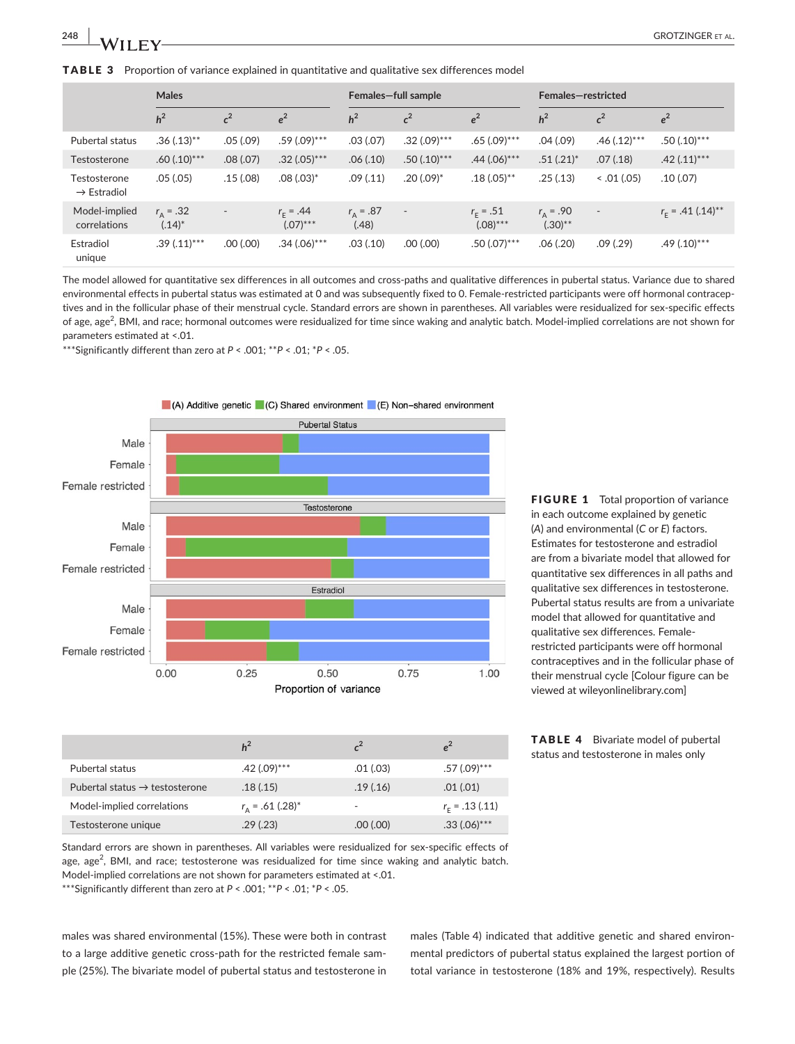**TABLE 3** Proportion of variance explained in quantitative and qualitative sex differences model

| | Males | | | Females—full sample | | | Females—restricted | | |
|---|---|---|---|---|---|---|---|---|---|
| | $h^2$ | $c^2$ | $e^2$ | $h^2$ | $c^2$ | $e^2$ | $h^2$ | $c^2$ | $e^2$ |
| Pubertal status | .36 (.13)** | .05 (.09) | .59 (.09)*** | .03 (.07) | .32 (.09)*** | .65 (.09)*** | .04 (.09) | .46 (.12)*** | .50 (.10)*** |
| Testosterone | .60 (.10)*** | .08 (.07) | .32 (.05)*** | .06 (.10) | .50 (.10)*** | .44 (.06)*** | .51 (.21)* | .07 (.18) | .42 (.11)*** |
| Testosterone → Estradiol | .05 (.05) | .15 (.08) | .08 (.03)* | .09 (.11) | .20 (.09)* | .18 (.05)** | .25 (.13) | < .01 (.05) | .10 (.07) |
| Model-implied correlations | $r_A$ = .32 (.14)* | - | $r_E$ = .44 (.07)*** | $r_A$ = .87 (.48) | - | $r_E$ = .51 (.08)*** | $r_A$ = .90 (.30)** | - | $r_E$ = .41 (.14)** |
| Estradiol unique | .39 (.11)*** | .00 (.00) | .34 (.06)*** | .03 (.10) | .00 (.00) | .50 (.07)*** | .06 (.20) | .09 (.29) | .49 (.10)*** |

The model allowed for quantitative sex differences in all outcomes and cross-paths and qualitative differences in pubertal status. Variance due to shared environmental effects in pubertal status was estimated at 0 and was subsequently fixed to 0. Female-restricted participants were off hormonal contraceptives and in the follicular phase of their menstrual cycle. Standard errors are shown in parentheses. All variables were residualized for sex-specific effects of age, age$^2$, BMI, and race; hormonal outcomes were residualized for time since waking and analytic batch. Model-implied correlations are not shown for parameters estimated at <.01.
***Significantly different than zero at $P$ < .001; **$P$ < .01; *$P$ < .05.

**FIGURE 1** Total proportion of variance in each outcome explained by genetic (*A*) and environmental (*C* or *E*) factors. Estimates for testosterone and estradiol are from a bivariate model that allowed for quantitative sex differences in all paths and qualitative sex differences in testosterone. Pubertal status results are from a univariate model that allowed for quantitative and qualitative sex differences. Female-restricted participants were off hormonal contraceptives and in the follicular phase of their menstrual cycle [Colour figure can be viewed at wileyonlinelibrary.com]

**TABLE 4** Bivariate model of pubertal status and testosterone in males only

| | $h^2$ | $c^2$ | $e^2$ |
|---|---|---|---|
| Pubertal status | .42 (.09)*** | .01 (.03) | .57 (.09)*** |
| Pubertal status → testosterone | .18 (.15) | .19 (.16) | .01 (.01) |
| Model-implied correlations | $r_A$ = .61 (.28)* | - | $r_E$ = .13 (.11) |
| Testosterone unique | .29 (.23) | .00 (.00) | .33 (.06)*** |

Standard errors are shown in parentheses. All variables were residualized for sex-specific effects of age, age$^2$, BMI, and race; testosterone was residualized for time since waking and analytic batch. Model-implied correlations are not shown for parameters estimated at <.01.
***Significantly different than zero at $P$ < .001; **$P$ < .01; *$P$ < .05.

males was shared environmental (15%). These were both in contrast to a large additive genetic cross-path for the restricted female sample (25%). The bivariate model of pubertal status and testosterone in males (Table 4) indicated that additive genetic and shared environmental predictors of pubertal status explained the largest portion of total variance in testosterone (18% and 19%, respectively). Results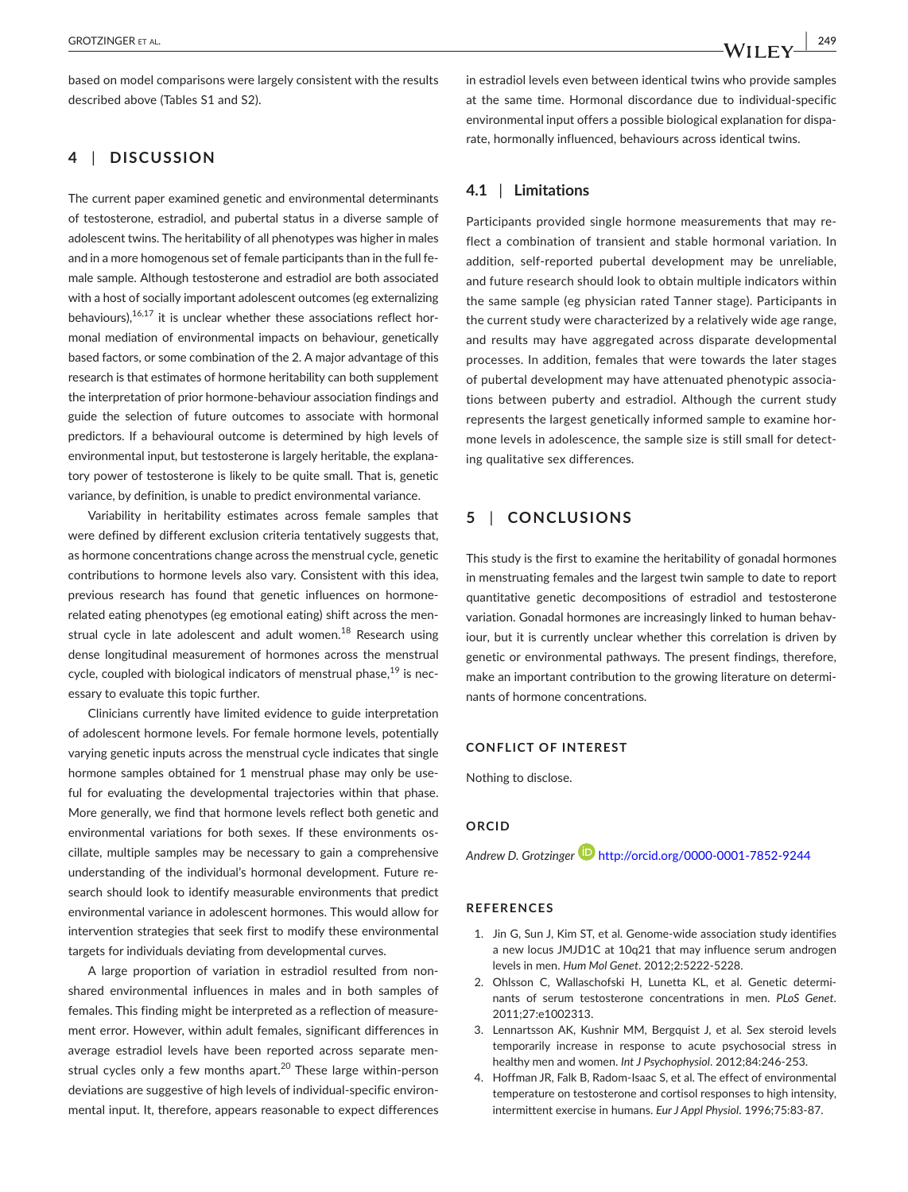based on model comparisons were largely consistent with the results described above (Tables S1 and S2).

## 4 | DISCUSSION

The current paper examined genetic and environmental determinants of testosterone, estradiol, and pubertal status in a diverse sample of adolescent twins. The heritability of all phenotypes was higher in males and in a more homogenous set of female participants than in the full female sample. Although testosterone and estradiol are both associated with a host of socially important adolescent outcomes (eg externalizing behaviours),[16,17] it is unclear whether these associations reflect hormonal mediation of environmental impacts on behaviour, genetically based factors, or some combination of the 2. A major advantage of this research is that estimates of hormone heritability can both supplement the interpretation of prior hormone-behaviour association findings and guide the selection of future outcomes to associate with hormonal predictors. If a behavioural outcome is determined by high levels of environmental input, but testosterone is largely heritable, the explanatory power of testosterone is likely to be quite small. That is, genetic variance, by definition, is unable to predict environmental variance.

Variability in heritability estimates across female samples that were defined by different exclusion criteria tentatively suggests that, as hormone concentrations change across the menstrual cycle, genetic contributions to hormone levels also vary. Consistent with this idea, previous research has found that genetic influences on hormone-related eating phenotypes (eg emotional eating) shift across the menstrual cycle in late adolescent and adult women.[18] Research using dense longitudinal measurement of hormones across the menstrual cycle, coupled with biological indicators of menstrual phase,[19] is necessary to evaluate this topic further.

Clinicians currently have limited evidence to guide interpretation of adolescent hormone levels. For female hormone levels, potentially varying genetic inputs across the menstrual cycle indicates that single hormone samples obtained for 1 menstrual phase may only be useful for evaluating the developmental trajectories within that phase. More generally, we find that hormone levels reflect both genetic and environmental variations for both sexes. If these environments oscillate, multiple samples may be necessary to gain a comprehensive understanding of the individual's hormonal development. Future research should look to identify measurable environments that predict environmental variance in adolescent hormones. This would allow for intervention strategies that seek first to modify these environmental targets for individuals deviating from developmental curves.

A large proportion of variation in estradiol resulted from nonshared environmental influences in males and in both samples of females. This finding might be interpreted as a reflection of measurement error. However, within adult females, significant differences in average estradiol levels have been reported across separate menstrual cycles only a few months apart.[20] These large within-person deviations are suggestive of high levels of individual-specific environmental input. It, therefore, appears reasonable to expect differences in estradiol levels even between identical twins who provide samples at the same time. Hormonal discordance due to individual-specific environmental input offers a possible biological explanation for disparate, hormonally influenced, behaviours across identical twins.

### 4.1 | Limitations

Participants provided single hormone measurements that may reflect a combination of transient and stable hormonal variation. In addition, self-reported pubertal development may be unreliable, and future research should look to obtain multiple indicators within the same sample (eg physician rated Tanner stage). Participants in the current study were characterized by a relatively wide age range, and results may have aggregated across disparate developmental processes. In addition, females that were towards the later stages of pubertal development may have attenuated phenotypic associations between puberty and estradiol. Although the current study represents the largest genetically informed sample to examine hormone levels in adolescence, the sample size is still small for detecting qualitative sex differences.

## 5 | CONCLUSIONS

This study is the first to examine the heritability of gonadal hormones in menstruating females and the largest twin sample to date to report quantitative genetic decompositions of estradiol and testosterone variation. Gonadal hormones are increasingly linked to human behaviour, but it is currently unclear whether this correlation is driven by genetic or environmental pathways. The present findings, therefore, make an important contribution to the growing literature on determinants of hormone concentrations.

#### CONFLICT OF INTEREST

Nothing to disclose.

#### ORCID

*Andrew D. Grotzinger* http://orcid.org/0000-0001-7852-9244

#### REFERENCES

1. Jin G, Sun J, Kim ST, et al. Genome-wide association study identifies a new locus JMJD1C at 10q21 that may influence serum androgen levels in men. *Hum Mol Genet*. 2012;2:5222-5228.
2. Ohlsson C, Wallaschofski H, Lunetta KL, et al. Genetic determinants of serum testosterone concentrations in men. *PLoS Genet*. 2011;27:e1002313.
3. Lennartsson AK, Kushnir MM, Bergquist J, et al. Sex steroid levels temporarily increase in response to acute psychosocial stress in healthy men and women. *Int J Psychophysiol*. 2012;84:246-253.
4. Hoffman JR, Falk B, Radom-Isaac S, et al. The effect of environmental temperature on testosterone and cortisol responses to high intensity, intermittent exercise in humans. *Eur J Appl Physiol*. 1996;75:83-87.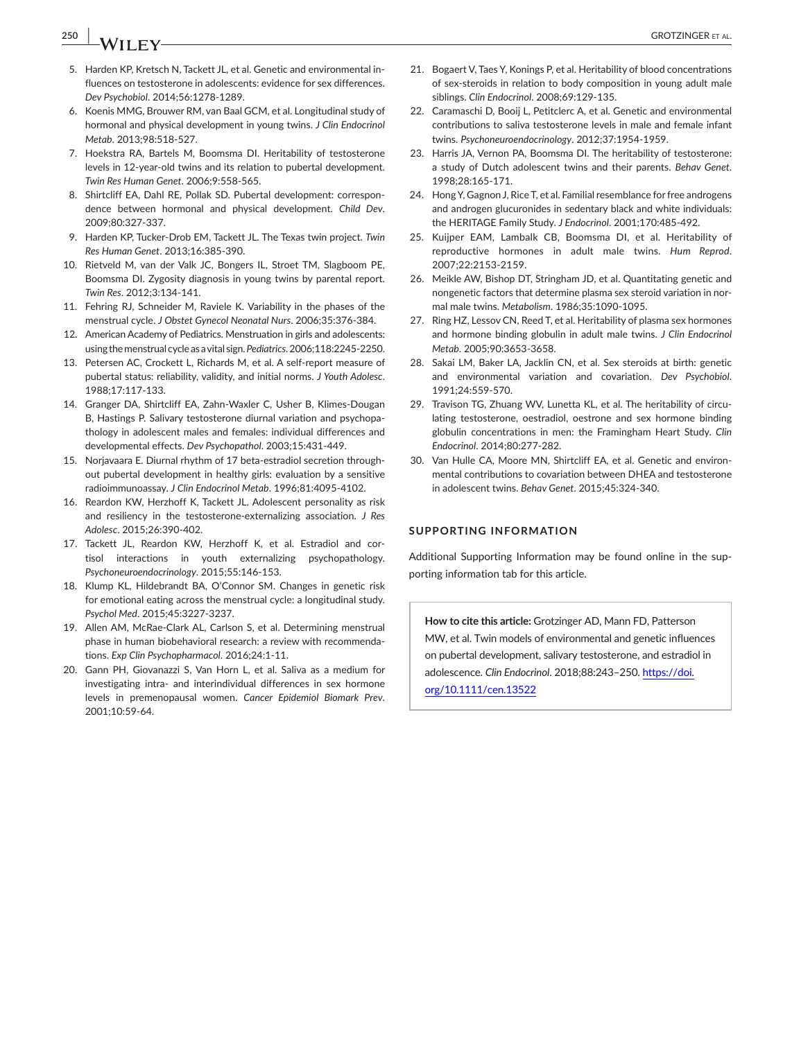5. Harden KP, Kretsch N, Tackett JL, et al. Genetic and environmental influences on testosterone in adolescents: evidence for sex differences. *Dev Psychobiol*. 2014;56:1278-1289.
6. Koenis MMG, Brouwer RM, van Baal GCM, et al. Longitudinal study of hormonal and physical development in young twins. *J Clin Endocrinol Metab*. 2013;98:518-527.
7. Hoekstra RA, Bartels M, Boomsma DI. Heritability of testosterone levels in 12-year-old twins and its relation to pubertal development. *Twin Res Human Genet*. 2006;9:558-565.
8. Shirtcliff EA, Dahl RE, Pollak SD. Pubertal development: correspondence between hormonal and physical development. *Child Dev*. 2009;80:327-337.
9. Harden KP, Tucker-Drob EM, Tackett JL. The Texas twin project. *Twin Res Human Genet*. 2013;16:385-390.
10. Rietveld M, van der Valk JC, Bongers IL, Stroet TM, Slagboom PE, Boomsma DI. Zygosity diagnosis in young twins by parental report. *Twin Res*. 2012;3:134-141.
11. Fehring RJ, Schneider M, Raviele K. Variability in the phases of the menstrual cycle. *J Obstet Gynecol Neonatal Nurs*. 2006;35:376-384.
12. American Academy of Pediatrics. Menstruation in girls and adolescents: using the menstrual cycle as a vital sign. *Pediatrics*. 2006;118:2245-2250.
13. Petersen AC, Crockett L, Richards M, et al. A self-report measure of pubertal status: reliability, validity, and initial norms. *J Youth Adolesc*. 1988;17:117-133.
14. Granger DA, Shirtcliff EA, Zahn-Waxler C, Usher B, Klimes-Dougan B, Hastings P. Salivary testosterone diurnal variation and psychopathology in adolescent males and females: individual differences and developmental effects. *Dev Psychopathol*. 2003;15:431-449.
15. Norjavaara E. Diurnal rhythm of 17 beta-estradiol secretion throughout pubertal development in healthy girls: evaluation by a sensitive radioimmunoassay. *J Clin Endocrinol Metab*. 1996;81:4095-4102.
16. Reardon KW, Herzhoff K, Tackett JL. Adolescent personality as risk and resiliency in the testosterone-externalizing association. *J Res Adolesc*. 2015;26:390-402.
17. Tackett JL, Reardon KW, Herzhoff K, et al. Estradiol and cortisol interactions in youth externalizing psychopathology. *Psychoneuroendocrinology*. 2015;55:146-153.
18. Klump KL, Hildebrandt BA, O'Connor SM. Changes in genetic risk for emotional eating across the menstrual cycle: a longitudinal study. *Psychol Med*. 2015;45:3227-3237.
19. Allen AM, McRae-Clark AL, Carlson S, et al. Determining menstrual phase in human biobehavioral research: a review with recommendations. *Exp Clin Psychopharmacol*. 2016;24:1-11.
20. Gann PH, Giovanazzi S, Van Horn L, et al. Saliva as a medium for investigating intra- and interindividual differences in sex hormone levels in premenopausal women. *Cancer Epidemiol Biomark Prev*. 2001;10:59-64.
21. Bogaert V, Taes Y, Konings P, et al. Heritability of blood concentrations of sex-steroids in relation to body composition in young adult male siblings. *Clin Endocrinol*. 2008;69:129-135.
22. Caramaschi D, Booij L, Petitclerc A, et al. Genetic and environmental contributions to saliva testosterone levels in male and female infant twins. *Psychoneuroendocrinology*. 2012;37:1954-1959.
23. Harris JA, Vernon PA, Boomsma DI. The heritability of testosterone: a study of Dutch adolescent twins and their parents. *Behav Genet*. 1998;28:165-171.
24. Hong Y, Gagnon J, Rice T, et al. Familial resemblance for free androgens and androgen glucuronides in sedentary black and white individuals: the HERITAGE Family Study. *J Endocrinol*. 2001;170:485-492.
25. Kuijper EAM, Lambalk CB, Boomsma DI, et al. Heritability of reproductive hormones in adult male twins. *Hum Reprod*. 2007;22:2153-2159.
26. Meikle AW, Bishop DT, Stringham JD, et al. Quantitating genetic and nongenetic factors that determine plasma sex steroid variation in normal male twins. *Metabolism*. 1986;35:1090-1095.
27. Ring HZ, Lessov CN, Reed T, et al. Heritability of plasma sex hormones and hormone binding globulin in adult male twins. *J Clin Endocrinol Metab*. 2005;90:3653-3658.
28. Sakai LM, Baker LA, Jacklin CN, et al. Sex steroids at birth: genetic and environmental variation and covariation. *Dev Psychobiol*. 1991;24:559-570.
29. Travison TG, Zhuang WV, Lunetta KL, et al. The heritability of circulating testosterone, oestradiol, oestrone and sex hormone binding globulin concentrations in men: the Framingham Heart Study. *Clin Endocrinol*. 2014;80:277-282.
30. Van Hulle CA, Moore MN, Shirtcliff EA, et al. Genetic and environmental contributions to covariation between DHEA and testosterone in adolescent twins. *Behav Genet*. 2015;45:324-340.

## SUPPORTING INFORMATION

Additional Supporting Information may be found online in the supporting information tab for this article.

**How to cite this article:** Grotzinger AD, Mann FD, Patterson MW, et al. Twin models of environmental and genetic influences on pubertal development, salivary testosterone, and estradiol in adolescence. *Clin Endocrinol*. 2018;88:243–250. https://doi.org/10.1111/cen.13522